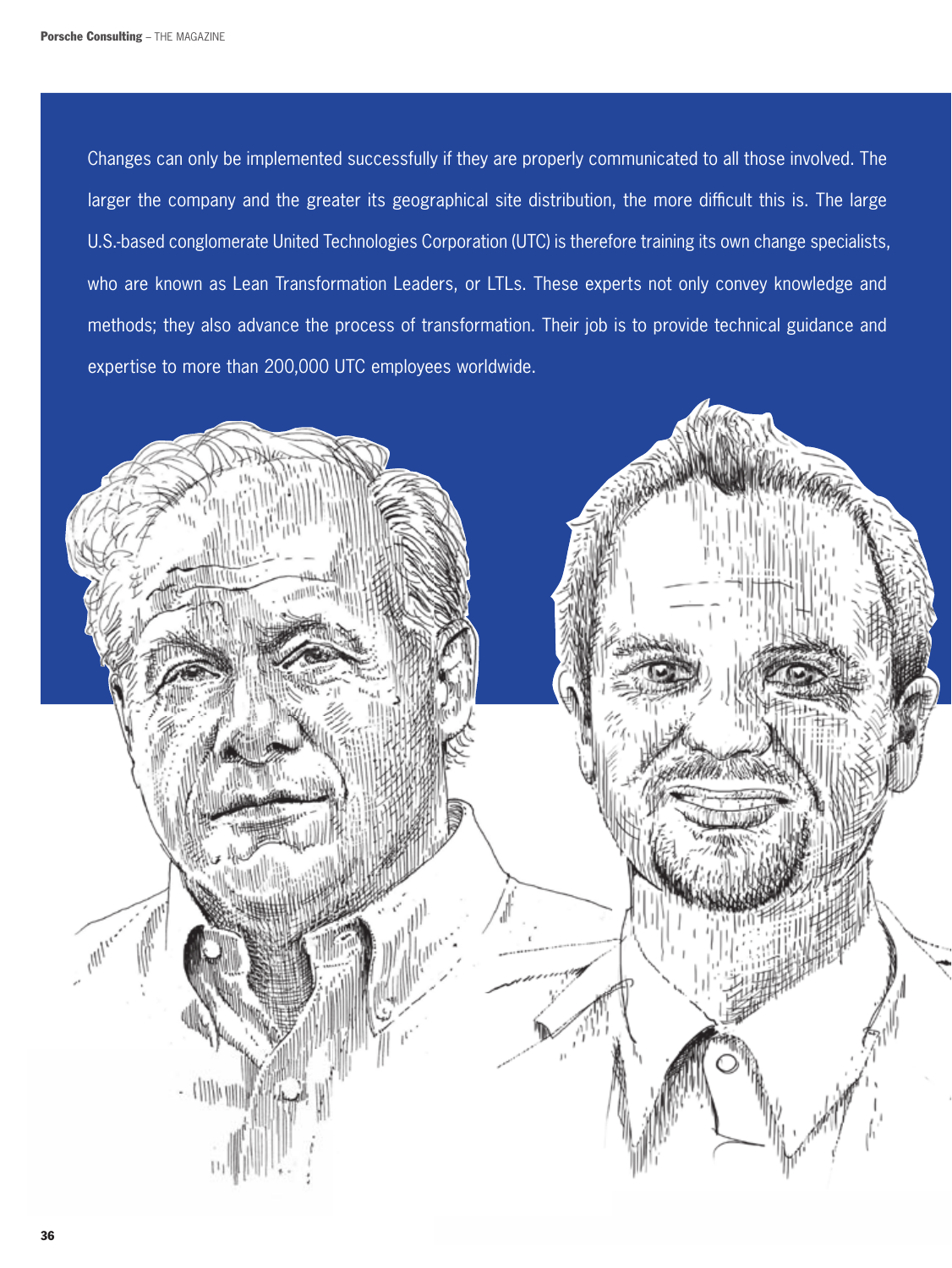Changes can only be implemented successfully if they are properly communicated to all those involved. The larger the company and the greater its geographical site distribution, the more difficult this is. The large U.S.-based conglomerate United Technologies Corporation (UTC) is therefore training its own change specialists, who are known as Lean Transformation Leaders, or LTLs. These experts not only convey knowledge and methods; they also advance the process of transformation. Their job is to provide technical guidance and expertise to more than 200,000 UTC employees worldwide.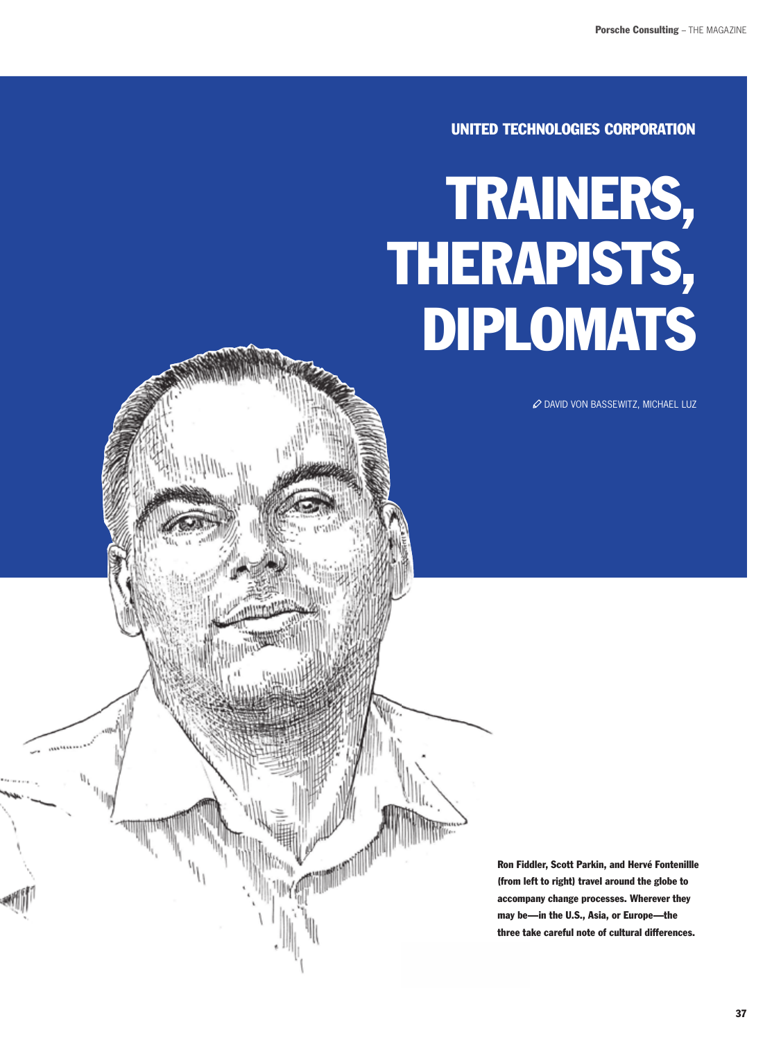UNITED TECHNOLOGIES CORPORATION

# TRAINERS, THERAPISTS, DIPLOMATS

DAVID VON BASSEWITZ, MICHAEL LUZ

**Ron Fiddler, Scott Parkin, and Hervé Fontenillle (from left to right) travel around the globe to accompany change processes. Wherever they may be—in the U.S., Asia, or Europe—the three take careful note of cultural differences.**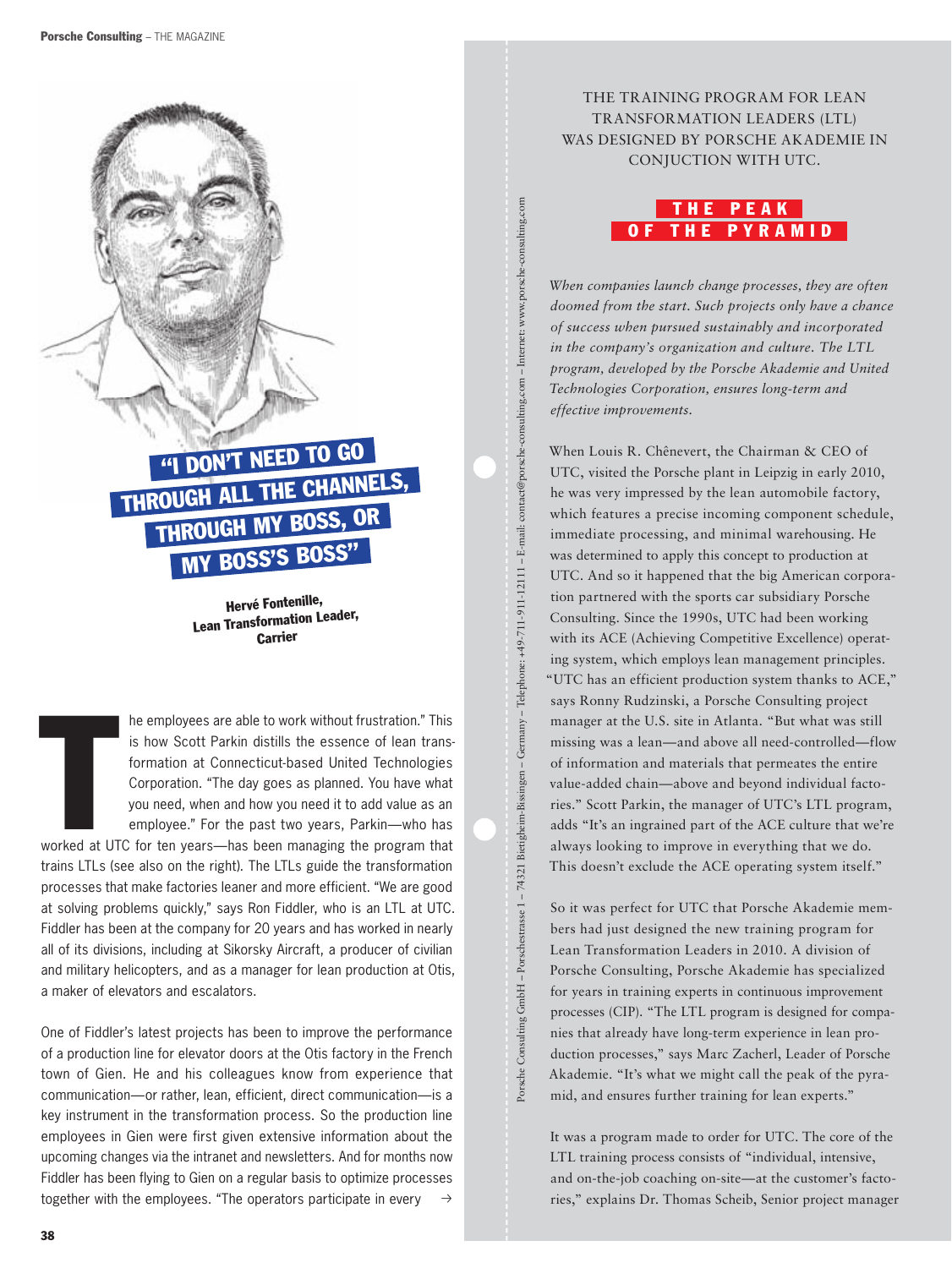## "I DON'T NEED TO GO THROUGH ALL THE CHANNELS, THROUGH MY BOSS, OR MY BOSS'S BOSS"

**Hervé Fontenille, Lean Transformation Leader, Carrier**

The employees are able to work without frustration." This is how Scott Parkin distills the essence of lean transformation at Connecticut-based United Technologies Corporation. "The day goes as planned. You have what you need, when and how you need it to add value as an employee." For the past two years, Parkin—who has worked at UTC for ten years—has been managing the program that trains LTLs (see also on the right). The LTLs guide the transformation processes that make factories leaner and more efficient. "We are good at solving problems quickly," says Ron Fiddler, who is an LTL at UTC. Fiddler has been at the company for 20 years and has worked in nearly all of its divisions, including at Sikorsky Aircraft, a producer of civilian and military helicopters, and as a manager for lean production at Otis, a maker of elevators and escalators.

One of Fiddler's latest projects has been to improve the performance of a production line for elevator doors at the Otis factory in the French town of Gien. He and his colleagues know from experience that communication—or rather, lean, efficient, direct communication—is a key instrument in the transformation process. So the production line employees in Gien were first given extensive information about the upcoming changes via the intranet and newsletters. And for months now Fiddler has been flying to Gien on a regular basis to optimize processes together with the employees. "The operators participate in every →

THE TRAINING PROGRAM FOR LEAN TRANSFORMATION LEADERS (LTL) WAS DESIGNED BY PORSCHE AKADEMIE IN CONJUCTION WITH UTC.

## THE PEAK OF THE PYRAMID

*When companies launch change processes, they are often doomed from the start. Such projects only have a chance of success when pursued sustainably and incorporated in the company's organization and culture. The LTL program, developed by the Porsche Akademie and United Technologies Corporation, ensures long-term and effective improvements.*

When Louis R. Chênevert, the Chairman & CEO of UTC, visited the Porsche plant in Leipzig in early 2010, he was very impressed by the lean automobile factory, which features a precise incoming component schedule, immediate processing, and minimal warehousing. He was determined to apply this concept to production at UTC. And so it happened that the big American corporation partnered with the sports car subsidiary Porsche Consulting. Since the 1990s, UTC had been working with its ACE (Achieving Competitive Excellence) operating system, which employs lean management principles. "UTC has an efficient production system thanks to ACE," says Ronny Rudzinski, a Porsche Consulting project manager at the U.S. site in Atlanta. "But what was still missing was a lean—and above all need-controlled—flow of information and materials that permeates the entire value-added chain—above and beyond individual factories." Scott Parkin, the manager of UTC's LTL program, adds "It's an ingrained part of the ACE culture that we're always looking to improve in everything that we do. This doesn't exclude the ACE operating system itself."

So it was perfect for UTC that Porsche Akademie members had just designed the new training program for Lean Transformation Leaders in 2010. A division of Porsche Consulting, Porsche Akademie has specialized for years in training experts in continuous improvement processes (CIP). "The LTL program is designed for companies that already have long-term experience in lean production processes," says Marc Zacherl, Leader of Porsche Akademie. "It's what we might call the peak of the pyramid, and ensures further training for lean experts."

It was a program made to order for UTC. The core of the LTL training process consists of "individual, intensive, and on-the-job coaching on-site—at the customer's factories," explains Dr. Thomas Scheib, Senior project manager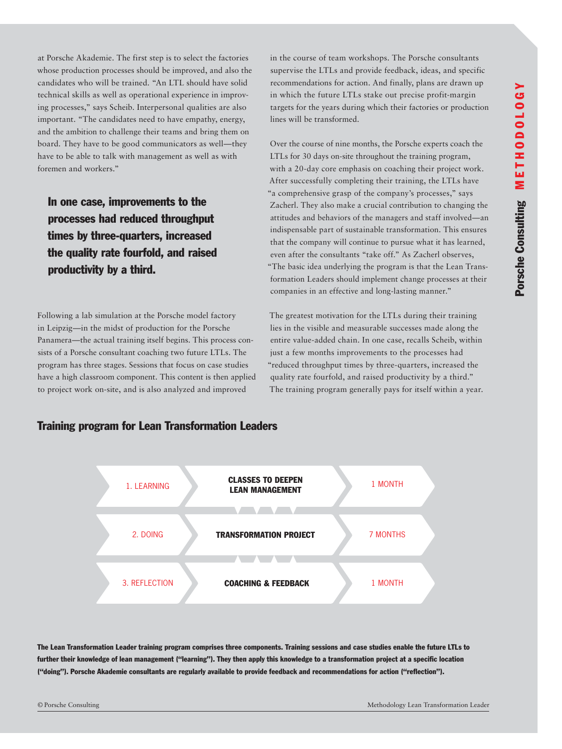at Porsche Akademie. The first step is to select the factories whose production processes should be improved, and also the candidates who will be trained. "An LTL should have solid technical skills as well as operational experience in improving processes," says Scheib. Interpersonal qualities are also important. "The candidates need to have empathy, energy, and the ambition to challenge their teams and bring them on board. They have to be good communicators as well—they have to be able to talk with management as well as with foremen and workers."

**In one case, improvements to the processes had reduced throughput times by three-quarters, increased the quality rate fourfold, and raised productivity by a third.**

Following a lab simulation at the Porsche model factory in Leipzig—in the midst of production for the Porsche Panamera—the actual training itself begins. This process consists of a Porsche consultant coaching two future LTLs. The program has three stages. Sessions that focus on case studies have a high classroom component. This content is then applied to project work on-site, and is also analyzed and improved in the course of team workshops. The Porsche consultants supervise the LTLs and provide feedback, ideas, and specific recommendations for action. And finally, plans are drawn up in which the future LTLs stake out precise profit-margin targets for the years during which their factories or production lines will be transformed.

Over the course of nine months, the Porsche experts coach the LTLs for 30 days on-site throughout the training program, with a 20-day core emphasis on coaching their project work. After successfully completing their training, the LTLs have "a comprehensive grasp of the company's processes," says Zacherl. They also make a crucial contribution to changing the attitudes and behaviors of the managers and staff involved—an indispensable part of sustainable transformation. This ensures that the company will continue to pursue what it has learned, even after the consultants "take off." As Zacherl observes, "The basic idea underlying the program is that the Lean Transformation Leaders should implement change processes at their companies in an effective and long-lasting manner."

The greatest motivation for the LTLs during their training lies in the visible and measurable successes made along the entire value-added chain. In one case, recalls Scheib, within just a few months improvements to the processes had "reduced throughput times by three-quarters, increased the quality rate fourfold, and raised productivity by a third." The training program generally pays for itself within a year.

## Training program for Lean Transformation Leaders

1. LEARNING
CLASSES TO DEEPEN LEAN MANAGEMENT
1 MONTH

2. DOING
TRANSFORMATION PROJECT
7 MONTHS

3. REFLECTION
COACHING & FEEDBACK
1 MONTH

**The Lean Transformation Leader training program comprises three components. Training sessions and case studies enable the future LTLs to further their knowledge of lean management ("learning"). They then apply this knowledge to a transformation project at a specific location ("doing"). Porsche Akademie consultants are regularly available to provide feedback and recommendations for action ("reflection").**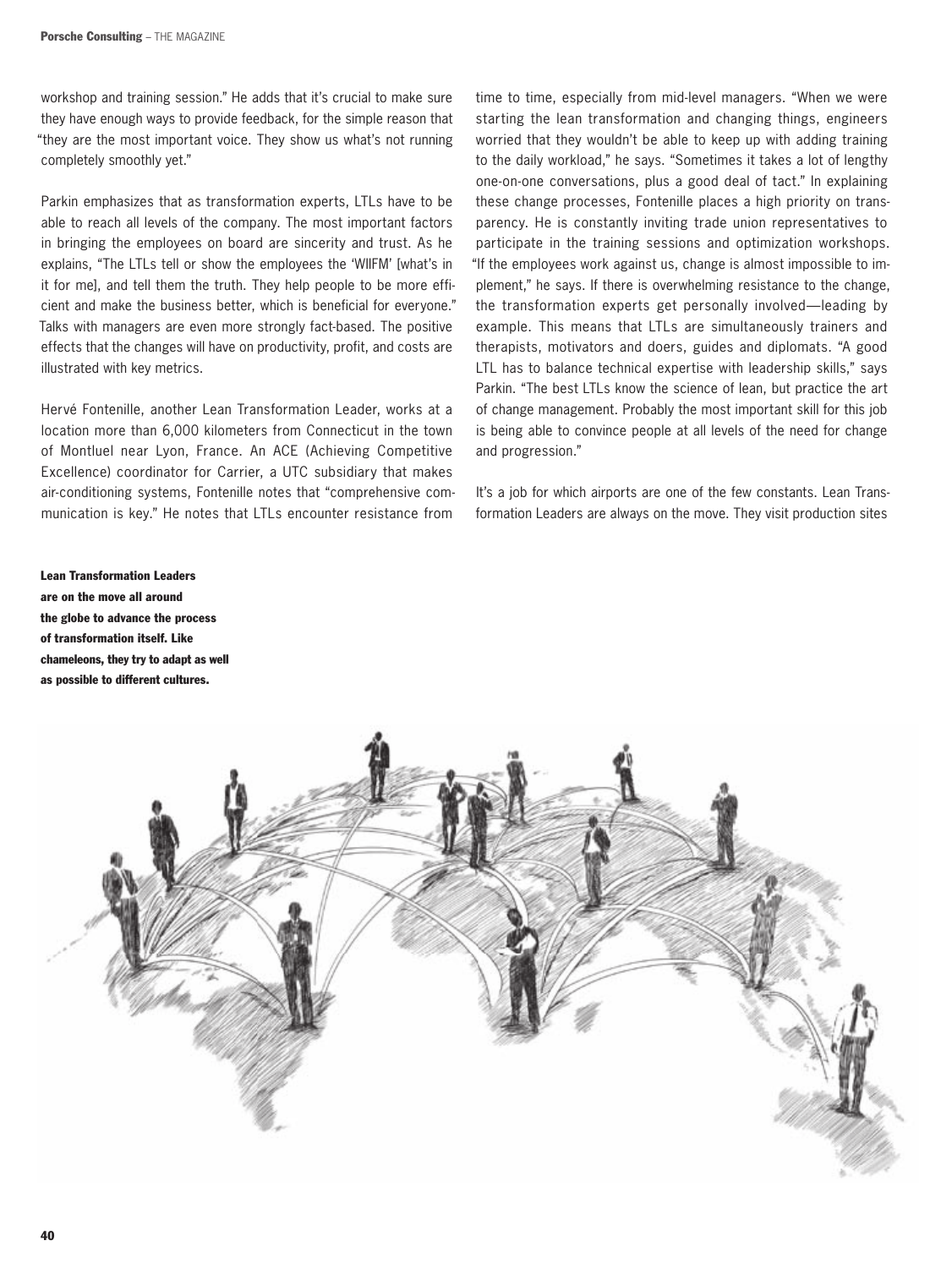workshop and training session." He adds that it's crucial to make sure they have enough ways to provide feedback, for the simple reason that "they are the most important voice. They show us what's not running completely smoothly yet."

Parkin emphasizes that as transformation experts, LTLs have to be able to reach all levels of the company. The most important factors in bringing the employees on board are sincerity and trust. As he explains, "The LTLs tell or show the employees the 'WIIFM' [what's in it for me], and tell them the truth. They help people to be more efficient and make the business better, which is beneficial for everyone." Talks with managers are even more strongly fact-based. The positive effects that the changes will have on productivity, profit, and costs are illustrated with key metrics.

Hervé Fontenille, another Lean Transformation Leader, works at a location more than 6,000 kilometers from Connecticut in the town of Montluel near Lyon, France. An ACE (Achieving Competitive Excellence) coordinator for Carrier, a UTC subsidiary that makes air-conditioning systems, Fontenille notes that "comprehensive communication is key." He notes that LTLs encounter resistance from time to time, especially from mid-level managers. "When we were starting the lean transformation and changing things, engineers worried that they wouldn't be able to keep up with adding training to the daily workload," he says. "Sometimes it takes a lot of lengthy one-on-one conversations, plus a good deal of tact." In explaining these change processes, Fontenille places a high priority on transparency. He is constantly inviting trade union representatives to participate in the training sessions and optimization workshops. "If the employees work against us, change is almost impossible to implement," he says. If there is overwhelming resistance to the change, the transformation experts get personally involved—leading by example. This means that LTLs are simultaneously trainers and therapists, motivators and doers, guides and diplomats. "A good LTL has to balance technical expertise with leadership skills," says Parkin. "The best LTLs know the science of lean, but practice the art of change management. Probably the most important skill for this job is being able to convince people at all levels of the need for change and progression."

It's a job for which airports are one of the few constants. Lean Transformation Leaders are always on the move. They visit production sites

**Lean Transformation Leaders are on the move all around the globe to advance the process of transformation itself. Like chameleons, they try to adapt as well as possible to different cultures.**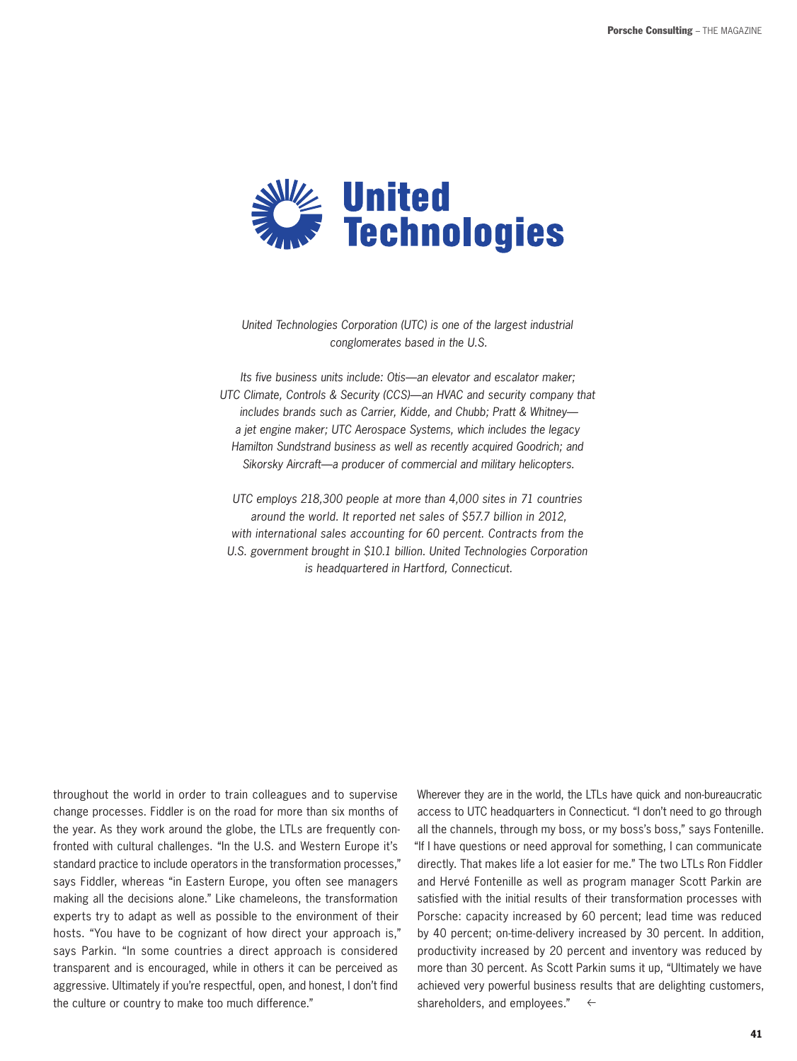United Technologies

*United Technologies Corporation (UTC) is one of the largest industrial conglomerates based in the U.S.*

*Its five business units include: Otis—an elevator and escalator maker; UTC Climate, Controls & Security (CCS)—an HVAC and security company that includes brands such as Carrier, Kidde, and Chubb; Pratt & Whitney—a jet engine maker; UTC Aerospace Systems, which includes the legacy Hamilton Sundstrand business as well as recently acquired Goodrich; and Sikorsky Aircraft—a producer of commercial and military helicopters.*

*UTC employs 218,300 people at more than 4,000 sites in 71 countries around the world. It reported net sales of $57.7 billion in 2012, with international sales accounting for 60 percent. Contracts from the U.S. government brought in $10.1 billion. United Technologies Corporation is headquartered in Hartford, Connecticut.*

throughout the world in order to train colleagues and to supervise change processes. Fiddler is on the road for more than six months of the year. As they work around the globe, the LTLs are frequently confronted with cultural challenges. "In the U.S. and Western Europe it's standard practice to include operators in the transformation processes," says Fiddler, whereas "in Eastern Europe, you often see managers making all the decisions alone." Like chameleons, the transformation experts try to adapt as well as possible to the environment of their hosts. "You have to be cognizant of how direct your approach is," says Parkin. "In some countries a direct approach is considered transparent and is encouraged, while in others it can be perceived as aggressive. Ultimately if you're respectful, open, and honest, I don't find the culture or country to make too much difference."

Wherever they are in the world, the LTLs have quick and non-bureaucratic access to UTC headquarters in Connecticut. "I don't need to go through all the channels, through my boss, or my boss's boss," says Fontenille. "If I have questions or need approval for something, I can communicate directly. That makes life a lot easier for me." The two LTLs Ron Fiddler and Hervé Fontenille as well as program manager Scott Parkin are satisfied with the initial results of their transformation processes with Porsche: capacity increased by 60 percent; lead time was reduced by 40 percent; on-time-delivery increased by 30 percent. In addition, productivity increased by 20 percent and inventory was reduced by more than 30 percent. As Scott Parkin sums it up, "Ultimately we have achieved very powerful business results that are delighting customers, shareholders, and employees." ←